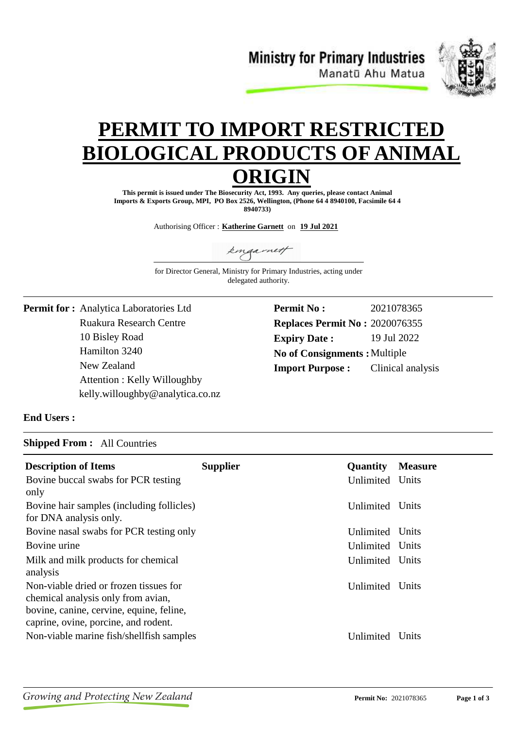Ministry for Primary Industries
Manatū Ahu Matua

# PERMIT TO IMPORT RESTRICTED BIOLOGICAL PRODUCTS OF ANIMAL ORIGIN

**This permit is issued under The Biosecurity Act, 1993. Any queries, please contact Animal Imports & Exports Group, MPI, PO Box 2526, Wellington, (Phone 64 4 8940100, Facsimile 64 4 8940733)**

Authorising Officer : **Katherine Garnett** on **19 Jul 2021**

kmgarnett

for Director General, Ministry for Primary Industries, acting under delegated authority.

---

**Permit for :** Analytica Laboratories Ltd
Ruakura Research Centre
10 Bisley Road
Hamilton 3240
New Zealand
Attention : Kelly Willoughby
kelly.willoughby@analytica.co.nz

**Permit No :** 2021078365
**Replaces Permit No :** 2020076355
**Expiry Date :** 19 Jul 2022
**No of Consignments :** Multiple
**Import Purpose :** Clinical analysis

**End Users :**

---

**Shipped From :** All Countries

| Description of Items | Supplier | Quantity | Measure |
|---|---|---|---|
| Bovine buccal swabs for PCR testing only | | Unlimited | Units |
| Bovine hair samples (including follicles) for DNA analysis only. | | Unlimited | Units |
| Bovine nasal swabs for PCR testing only | | Unlimited | Units |
| Bovine urine | | Unlimited | Units |
| Milk and milk products for chemical analysis | | Unlimited | Units |
| Non-viable dried or frozen tissues for chemical analysis only from avian, bovine, canine, cervine, equine, feline, caprine, ovine, porcine, and rodent. | | Unlimited | Units |
| Non-viable marine fish/shellfish samples | | Unlimited | Units |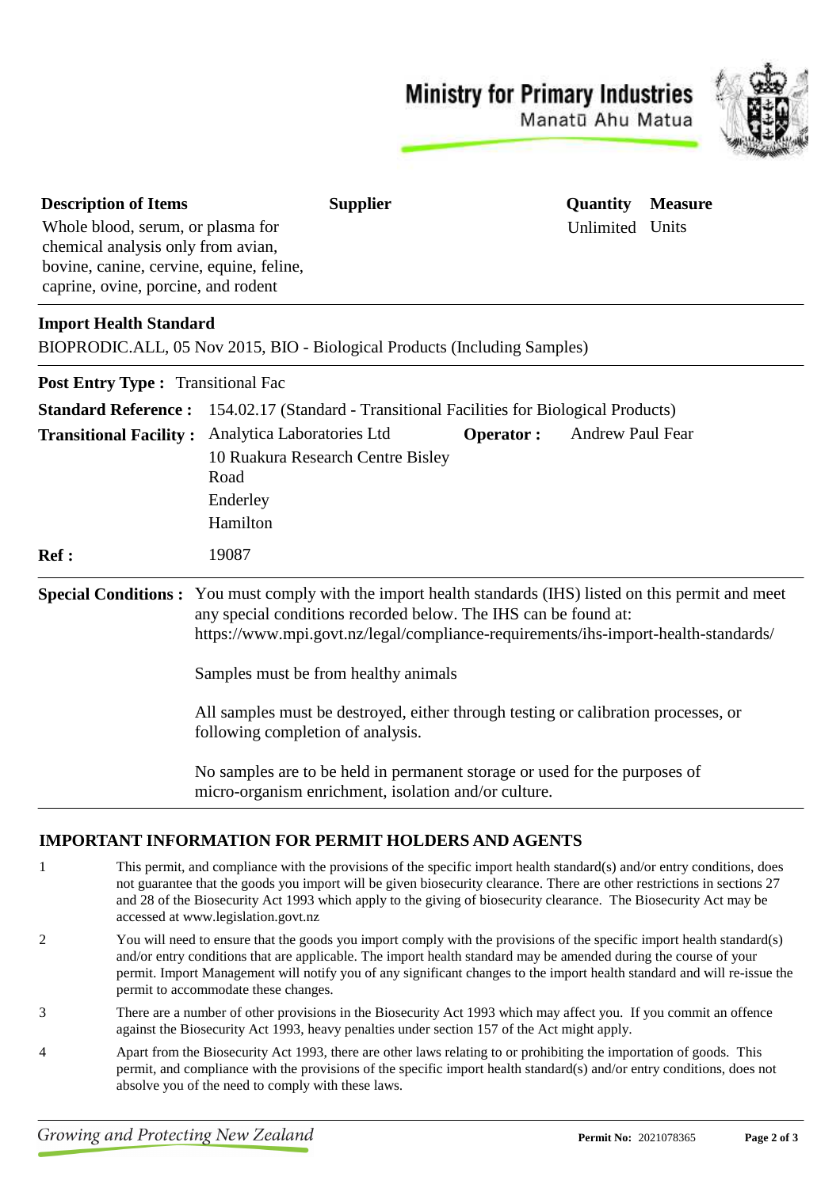Ministry for Primary Industries
Manatū Ahu Matua

| Description of Items | Supplier | Quantity | Measure |
| --- | --- | --- | --- |
| Whole blood, serum, or plasma for chemical analysis only from avian, bovine, canine, cervine, equine, feline, caprine, ovine, porcine, and rodent | | Unlimited | Units |

**Import Health Standard**

BIOPRODIC.ALL, 05 Nov 2015, BIO - Biological Products (Including Samples)

**Post Entry Type :** Transitional Fac

**Standard Reference :** 154.02.17 (Standard - Transitional Facilities for Biological Products)

**Transitional Facility :** Analytica Laboratories Ltd
10 Ruakura Research Centre Bisley Road
Enderley
Hamilton

**Operator :** Andrew Paul Fear

**Ref :** 19087

**Special Conditions :** You must comply with the import health standards (IHS) listed on this permit and meet any special conditions recorded below. The IHS can be found at: https://www.mpi.govt.nz/legal/compliance-requirements/ihs-import-health-standards/

Samples must be from healthy animals

All samples must be destroyed, either through testing or calibration processes, or following completion of analysis.

No samples are to be held in permanent storage or used for the purposes of micro-organism enrichment, isolation and/or culture.

## IMPORTANT INFORMATION FOR PERMIT HOLDERS AND AGENTS

1. This permit, and compliance with the provisions of the specific import health standard(s) and/or entry conditions, does not guarantee that the goods you import will be given biosecurity clearance. There are other restrictions in sections 27 and 28 of the Biosecurity Act 1993 which apply to the giving of biosecurity clearance. The Biosecurity Act may be accessed at www.legislation.govt.nz

2. You will need to ensure that the goods you import comply with the provisions of the specific import health standard(s) and/or entry conditions that are applicable. The import health standard may be amended during the course of your permit. Import Management will notify you of any significant changes to the import health standard and will re-issue the permit to accommodate these changes.

3. There are a number of other provisions in the Biosecurity Act 1993 which may affect you. If you commit an offence against the Biosecurity Act 1993, heavy penalties under section 157 of the Act might apply.

4. Apart from the Biosecurity Act 1993, there are other laws relating to or prohibiting the importation of goods. This permit, and compliance with the provisions of the specific import health standard(s) and/or entry conditions, does not absolve you of the need to comply with these laws.

*Growing and Protecting New Zealand*

**Permit No:** 2021078365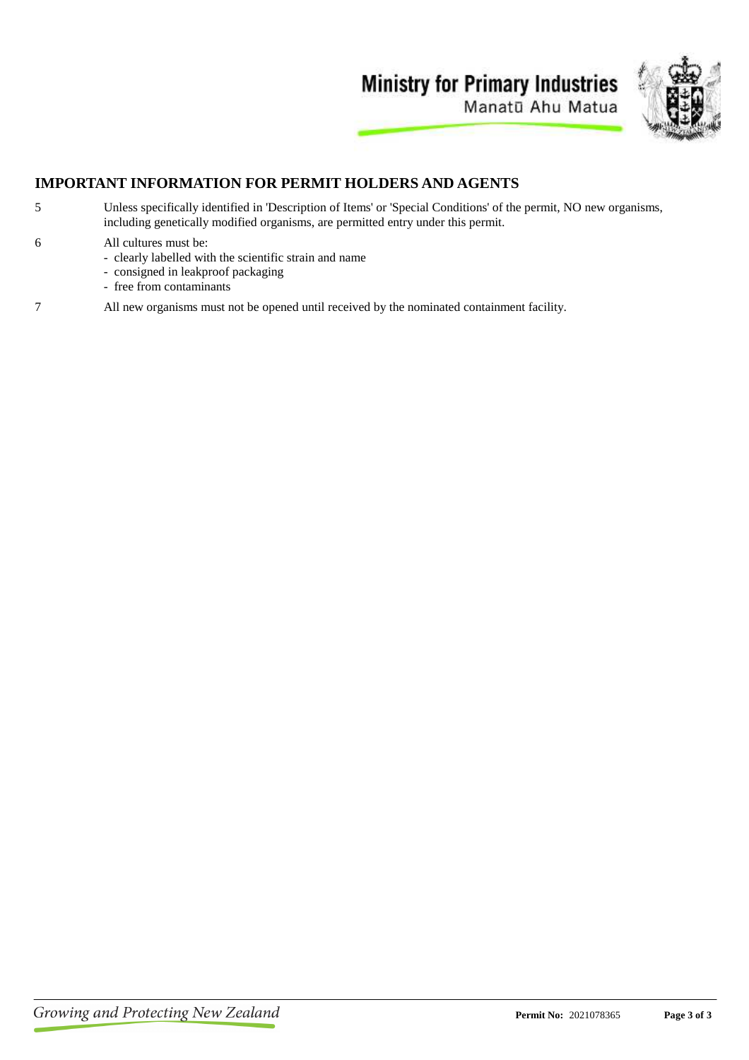## IMPORTANT INFORMATION FOR PERMIT HOLDERS AND AGENTS

5 Unless specifically identified in 'Description of Items' or 'Special Conditions' of the permit, NO new organisms, including genetically modified organisms, are permitted entry under this permit.

6 All cultures must be:
- clearly labelled with the scientific strain and name
- consigned in leakproof packaging
- free from contaminants

7 All new organisms must not be opened until received by the nominated containment facility.